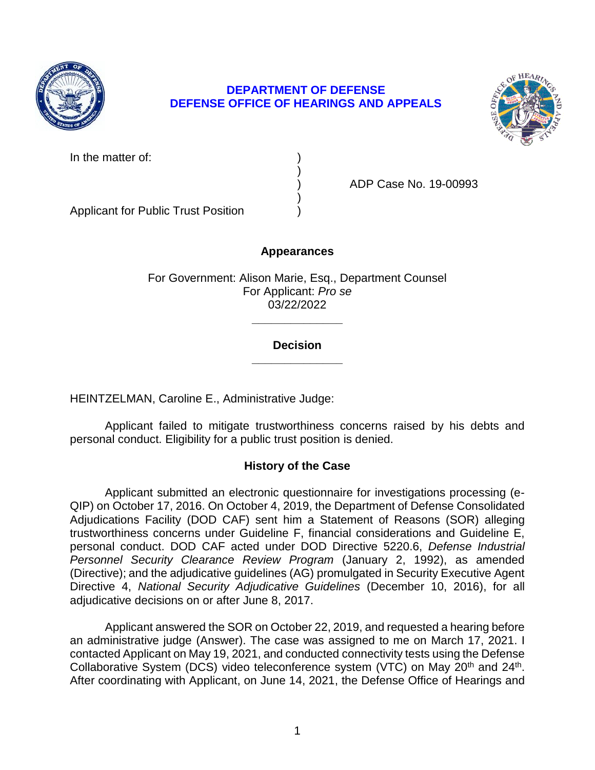**DEPARTMENT OF DEFENSE**
**DEFENSE OFFICE OF HEARINGS AND APPEALS**

In the matter of: )
)
) ADP Case No. 19-00993
)
Applicant for Public Trust Position )

## Appearances

For Government: Alison Marie, Esq., Department Counsel
For Applicant: *Pro se*
03/22/2022

______________

## Decision

______________

HEINTZELMAN, Caroline E., Administrative Judge:

Applicant failed to mitigate trustworthiness concerns raised by his debts and personal conduct. Eligibility for a public trust position is denied.

## History of the Case

Applicant submitted an electronic questionnaire for investigations processing (e-QIP) on October 17, 2016. On October 4, 2019, the Department of Defense Consolidated Adjudications Facility (DOD CAF) sent him a Statement of Reasons (SOR) alleging trustworthiness concerns under Guideline F, financial considerations and Guideline E, personal conduct. DOD CAF acted under DOD Directive 5220.6, *Defense Industrial Personnel Security Clearance Review Program* (January 2, 1992), as amended (Directive); and the adjudicative guidelines (AG) promulgated in Security Executive Agent Directive 4, *National Security Adjudicative Guidelines* (December 10, 2016), for all adjudicative decisions on or after June 8, 2017.

Applicant answered the SOR on October 22, 2019, and requested a hearing before an administrative judge (Answer). The case was assigned to me on March 17, 2021. I contacted Applicant on May 19, 2021, and conducted connectivity tests using the Defense Collaborative System (DCS) video teleconference system (VTC) on May 20th and 24th. After coordinating with Applicant, on June 14, 2021, the Defense Office of Hearings and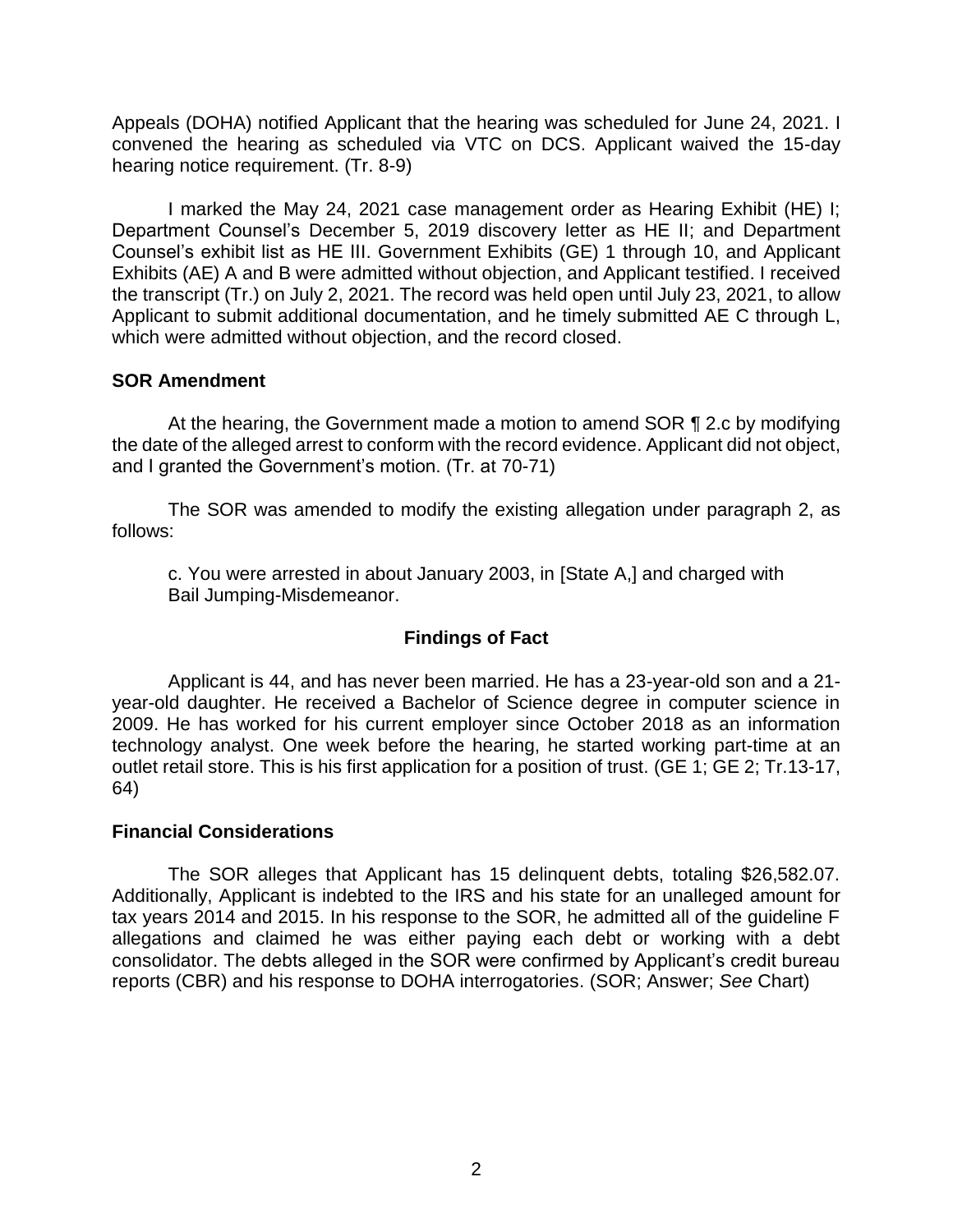Appeals (DOHA) notified Applicant that the hearing was scheduled for June 24, 2021. I convened the hearing as scheduled via VTC on DCS. Applicant waived the 15-day hearing notice requirement. (Tr. 8-9)

I marked the May 24, 2021 case management order as Hearing Exhibit (HE) I; Department Counsel's December 5, 2019 discovery letter as HE II; and Department Counsel's exhibit list as HE III. Government Exhibits (GE) 1 through 10, and Applicant Exhibits (AE) A and B were admitted without objection, and Applicant testified. I received the transcript (Tr.) on July 2, 2021. The record was held open until July 23, 2021, to allow Applicant to submit additional documentation, and he timely submitted AE C through L, which were admitted without objection, and the record closed.

**SOR Amendment**

At the hearing, the Government made a motion to amend SOR ¶ 2.c by modifying the date of the alleged arrest to conform with the record evidence. Applicant did not object, and I granted the Government's motion. (Tr. at 70-71)

The SOR was amended to modify the existing allegation under paragraph 2, as follows:

> c. You were arrested in about January 2003, in [State A,] and charged with Bail Jumping-Misdemeanor.

## Findings of Fact

Applicant is 44, and has never been married. He has a 23-year-old son and a 21-year-old daughter. He received a Bachelor of Science degree in computer science in 2009. He has worked for his current employer since October 2018 as an information technology analyst. One week before the hearing, he started working part-time at an outlet retail store. This is his first application for a position of trust. (GE 1; GE 2; Tr.13-17, 64)

**Financial Considerations**

The SOR alleges that Applicant has 15 delinquent debts, totaling $26,582.07. Additionally, Applicant is indebted to the IRS and his state for an unalleged amount for tax years 2014 and 2015. In his response to the SOR, he admitted all of the guideline F allegations and claimed he was either paying each debt or working with a debt consolidator. The debts alleged in the SOR were confirmed by Applicant's credit bureau reports (CBR) and his response to DOHA interrogatories. (SOR; Answer; *See* Chart)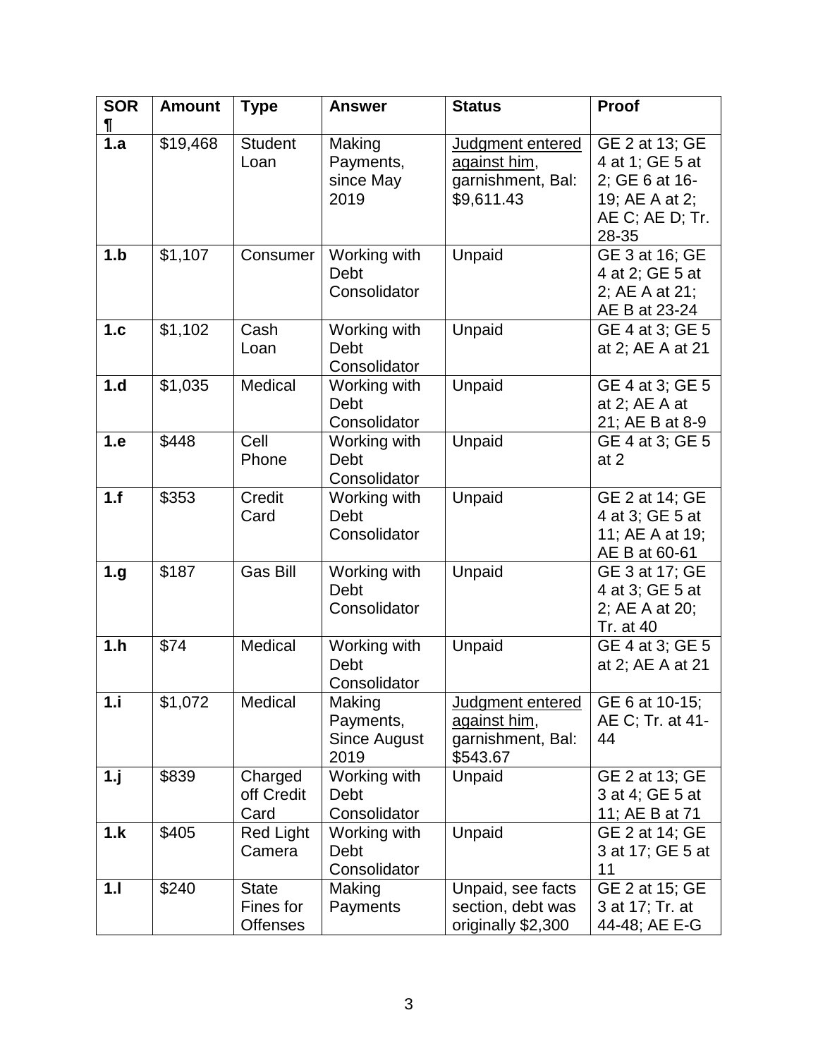| SOR ¶ | Amount | Type | Answer | Status | Proof |
|---|---|---|---|---|---|
| **1.a** | $19,468 | Student Loan | Making Payments, since May 2019 | <u>Judgment entered against him</u>, garnishment, Bal: $9,611.43 | GE 2 at 13; GE 4 at 1; GE 5 at 2; GE 6 at 16-19; AE A at 2; AE C; AE D; Tr. 28-35 |
| **1.b** | $1,107 | Consumer | Working with Debt Consolidator | Unpaid | GE 3 at 16; GE 4 at 2; GE 5 at 2; AE A at 21; AE B at 23-24 |
| **1.c** | $1,102 | Cash Loan | Working with Debt Consolidator | Unpaid | GE 4 at 3; GE 5 at 2; AE A at 21 |
| **1.d** | $1,035 | Medical | Working with Debt Consolidator | Unpaid | GE 4 at 3; GE 5 at 2; AE A at 21; AE B at 8-9 |
| **1.e** | $448 | Cell Phone | Working with Debt Consolidator | Unpaid | GE 4 at 3; GE 5 at 2 |
| **1.f** | $353 | Credit Card | Working with Debt Consolidator | Unpaid | GE 2 at 14; GE 4 at 3; GE 5 at 11; AE A at 19; AE B at 60-61 |
| **1.g** | $187 | Gas Bill | Working with Debt Consolidator | Unpaid | GE 3 at 17; GE 4 at 3; GE 5 at 2; AE A at 20; Tr. at 40 |
| **1.h** | $74 | Medical | Working with Debt Consolidator | Unpaid | GE 4 at 3; GE 5 at 2; AE A at 21 |
| **1.i** | $1,072 | Medical | Making Payments, Since August 2019 | <u>Judgment entered against him</u>, garnishment, Bal: $543.67 | GE 6 at 10-15; AE C; Tr. at 41-44 |
| **1.j** | $839 | Charged off Credit Card | Working with Debt Consolidator | Unpaid | GE 2 at 13; GE 3 at 4; GE 5 at 11; AE B at 71 |
| **1.k** | $405 | Red Light Camera | Working with Debt Consolidator | Unpaid | GE 2 at 14; GE 3 at 17; GE 5 at 11 |
| **1.l** | $240 | State Fines for Offenses | Making Payments | Unpaid, see facts section, debt was originally $2,300 | GE 2 at 15; GE 3 at 17; Tr. at 44-48; AE E-G |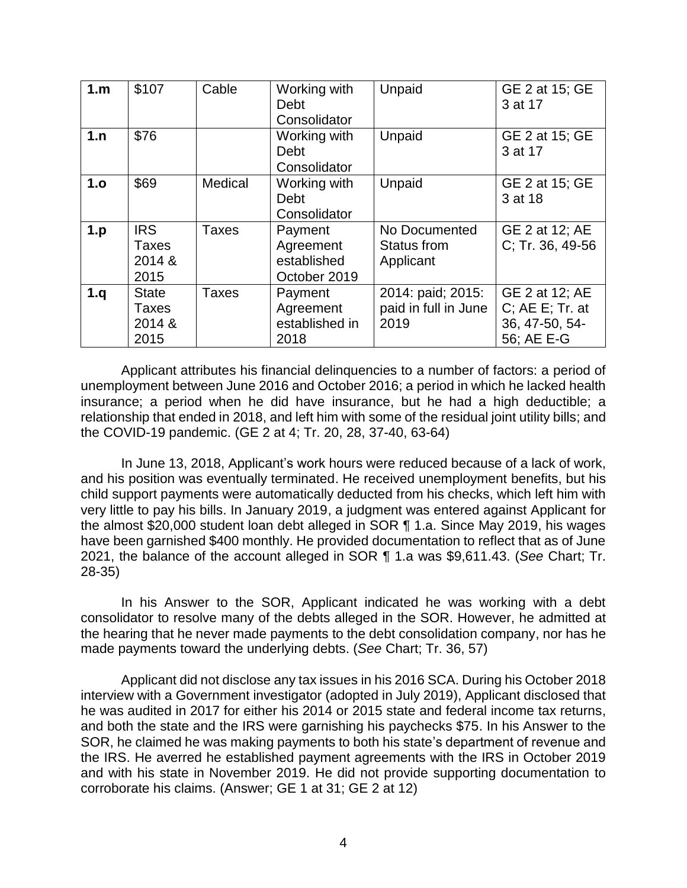| | | | | | |
|---|---|---|---|---|---|
| **1.m** | $107 | Cable | Working with Debt Consolidator | Unpaid | GE 2 at 15; GE 3 at 17 |
| **1.n** | $76 | | Working with Debt Consolidator | Unpaid | GE 2 at 15; GE 3 at 17 |
| **1.o** | $69 | Medical | Working with Debt Consolidator | Unpaid | GE 2 at 15; GE 3 at 18 |
| **1.p** | IRS Taxes 2014 & 2015 | Taxes | Payment Agreement established October 2019 | No Documented Status from Applicant | GE 2 at 12; AE C; Tr. 36, 49-56 |
| **1.q** | State Taxes 2014 & 2015 | Taxes | Payment Agreement established in 2018 | 2014: paid; 2015: paid in full in June 2019 | GE 2 at 12; AE C; AE E; Tr. at 36, 47-50, 54-56; AE E-G |

Applicant attributes his financial delinquencies to a number of factors: a period of unemployment between June 2016 and October 2016; a period in which he lacked health insurance; a period when he did have insurance, but he had a high deductible; a relationship that ended in 2018, and left him with some of the residual joint utility bills; and the COVID-19 pandemic. (GE 2 at 4; Tr. 20, 28, 37-40, 63-64)

In June 13, 2018, Applicant's work hours were reduced because of a lack of work, and his position was eventually terminated. He received unemployment benefits, but his child support payments were automatically deducted from his checks, which left him with very little to pay his bills. In January 2019, a judgment was entered against Applicant for the almost $20,000 student loan debt alleged in SOR ¶ 1.a. Since May 2019, his wages have been garnished $400 monthly. He provided documentation to reflect that as of June 2021, the balance of the account alleged in SOR ¶ 1.a was $9,611.43. (*See* Chart; Tr. 28-35)

In his Answer to the SOR, Applicant indicated he was working with a debt consolidator to resolve many of the debts alleged in the SOR. However, he admitted at the hearing that he never made payments to the debt consolidation company, nor has he made payments toward the underlying debts. (*See* Chart; Tr. 36, 57)

Applicant did not disclose any tax issues in his 2016 SCA. During his October 2018 interview with a Government investigator (adopted in July 2019), Applicant disclosed that he was audited in 2017 for either his 2014 or 2015 state and federal income tax returns, and both the state and the IRS were garnishing his paychecks $75. In his Answer to the SOR, he claimed he was making payments to both his state's department of revenue and the IRS. He averred he established payment agreements with the IRS in October 2019 and with his state in November 2019. He did not provide supporting documentation to corroborate his claims. (Answer; GE 1 at 31; GE 2 at 12)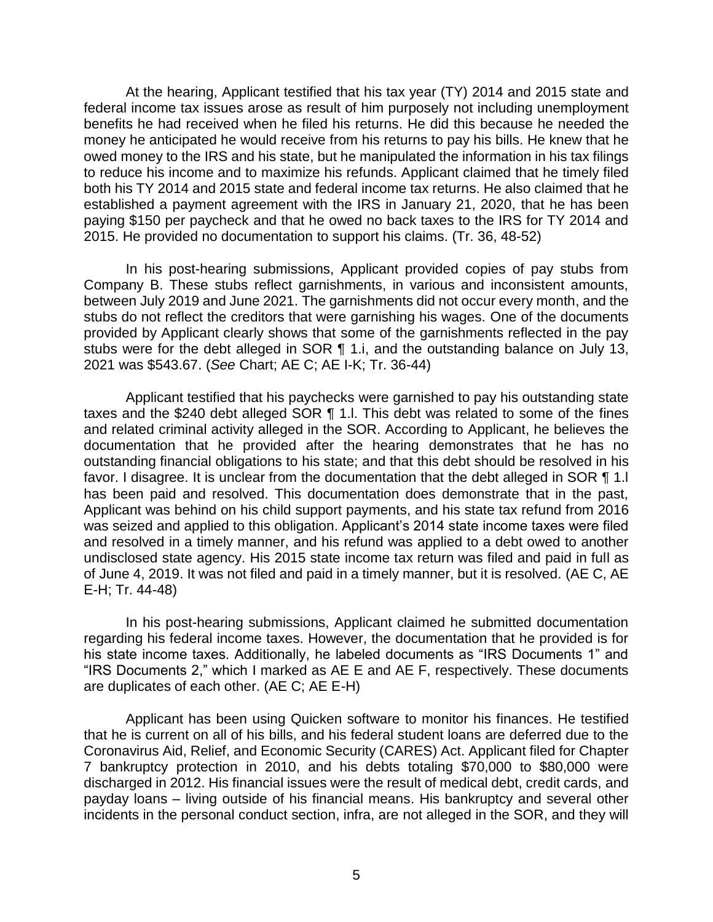At the hearing, Applicant testified that his tax year (TY) 2014 and 2015 state and federal income tax issues arose as result of him purposely not including unemployment benefits he had received when he filed his returns. He did this because he needed the money he anticipated he would receive from his returns to pay his bills. He knew that he owed money to the IRS and his state, but he manipulated the information in his tax filings to reduce his income and to maximize his refunds. Applicant claimed that he timely filed both his TY 2014 and 2015 state and federal income tax returns. He also claimed that he established a payment agreement with the IRS in January 21, 2020, that he has been paying $150 per paycheck and that he owed no back taxes to the IRS for TY 2014 and 2015. He provided no documentation to support his claims. (Tr. 36, 48-52)

In his post-hearing submissions, Applicant provided copies of pay stubs from Company B. These stubs reflect garnishments, in various and inconsistent amounts, between July 2019 and June 2021. The garnishments did not occur every month, and the stubs do not reflect the creditors that were garnishing his wages. One of the documents provided by Applicant clearly shows that some of the garnishments reflected in the pay stubs were for the debt alleged in SOR ¶ 1.i, and the outstanding balance on July 13, 2021 was $543.67. (*See* Chart; AE C; AE I-K; Tr. 36-44)

Applicant testified that his paychecks were garnished to pay his outstanding state taxes and the $240 debt alleged SOR ¶ 1.l. This debt was related to some of the fines and related criminal activity alleged in the SOR. According to Applicant, he believes the documentation that he provided after the hearing demonstrates that he has no outstanding financial obligations to his state; and that this debt should be resolved in his favor. I disagree. It is unclear from the documentation that the debt alleged in SOR ¶ 1.l has been paid and resolved. This documentation does demonstrate that in the past, Applicant was behind on his child support payments, and his state tax refund from 2016 was seized and applied to this obligation. Applicant's 2014 state income taxes were filed and resolved in a timely manner, and his refund was applied to a debt owed to another undisclosed state agency. His 2015 state income tax return was filed and paid in full as of June 4, 2019. It was not filed and paid in a timely manner, but it is resolved. (AE C, AE E-H; Tr. 44-48)

In his post-hearing submissions, Applicant claimed he submitted documentation regarding his federal income taxes. However, the documentation that he provided is for his state income taxes. Additionally, he labeled documents as "IRS Documents 1" and "IRS Documents 2," which I marked as AE E and AE F, respectively. These documents are duplicates of each other. (AE C; AE E-H)

Applicant has been using Quicken software to monitor his finances. He testified that he is current on all of his bills, and his federal student loans are deferred due to the Coronavirus Aid, Relief, and Economic Security (CARES) Act. Applicant filed for Chapter 7 bankruptcy protection in 2010, and his debts totaling $70,000 to $80,000 were discharged in 2012. His financial issues were the result of medical debt, credit cards, and payday loans – living outside of his financial means. His bankruptcy and several other incidents in the personal conduct section, infra, are not alleged in the SOR, and they will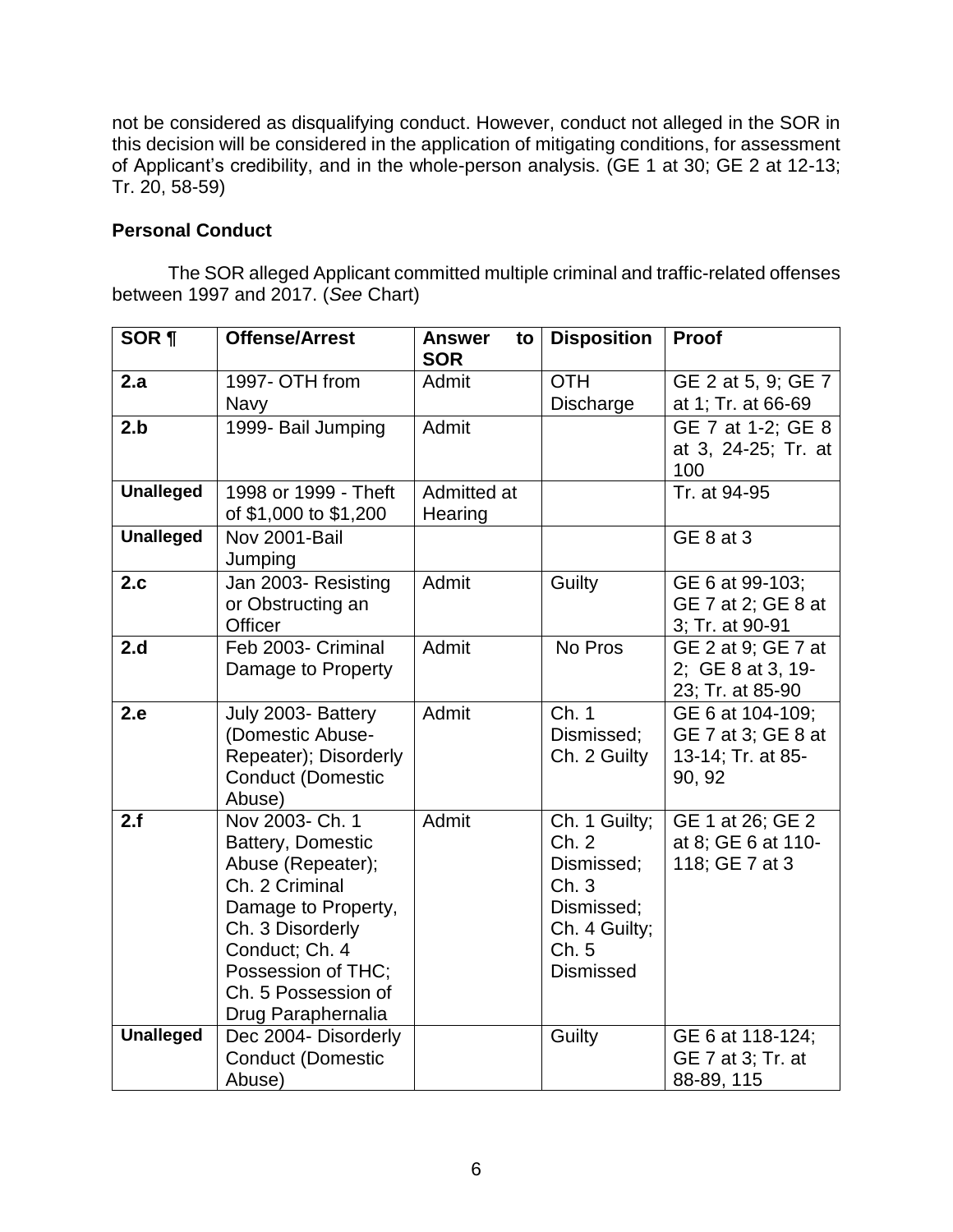not be considered as disqualifying conduct. However, conduct not alleged in the SOR in this decision will be considered in the application of mitigating conditions, for assessment of Applicant's credibility, and in the whole-person analysis. (GE 1 at 30; GE 2 at 12-13; Tr. 20, 58-59)

**Personal Conduct**

The SOR alleged Applicant committed multiple criminal and traffic-related offenses between 1997 and 2017. (*See* Chart)

| SOR ¶ | Offense/Arrest | Answer to SOR | Disposition | Proof |
|---|---|---|---|---|
| **2.a** | 1997- OTH from Navy | Admit | OTH Discharge | GE 2 at 5, 9; GE 7 at 1; Tr. at 66-69 |
| **2.b** | 1999- Bail Jumping | Admit | | GE 7 at 1-2; GE 8 at 3, 24-25; Tr. at 100 |
| **Unalleged** | 1998 or 1999 - Theft of $1,000 to $1,200 | Admitted at Hearing | | Tr. at 94-95 |
| **Unalleged** | Nov 2001-Bail Jumping | | | GE 8 at 3 |
| **2.c** | Jan 2003- Resisting or Obstructing an Officer | Admit | Guilty | GE 6 at 99-103; GE 7 at 2; GE 8 at 3; Tr. at 90-91 |
| **2.d** | Feb 2003- Criminal Damage to Property | Admit | No Pros | GE 2 at 9; GE 7 at 2; GE 8 at 3, 19-23; Tr. at 85-90 |
| **2.e** | July 2003- Battery (Domestic Abuse-Repeater); Disorderly Conduct (Domestic Abuse) | Admit | Ch. 1 Dismissed; Ch. 2 Guilty | GE 6 at 104-109; GE 7 at 3; GE 8 at 13-14; Tr. at 85-90, 92 |
| **2.f** | Nov 2003- Ch. 1 Battery, Domestic Abuse (Repeater); Ch. 2 Criminal Damage to Property, Ch. 3 Disorderly Conduct; Ch. 4 Possession of THC; Ch. 5 Possession of Drug Paraphernalia | Admit | Ch. 1 Guilty; Ch. 2 Dismissed; Ch. 3 Dismissed; Ch. 4 Guilty; Ch. 5 Dismissed | GE 1 at 26; GE 2 at 8; GE 6 at 110-118; GE 7 at 3 |
| **Unalleged** | Dec 2004- Disorderly Conduct (Domestic Abuse) | | Guilty | GE 6 at 118-124; GE 7 at 3; Tr. at 88-89, 115 |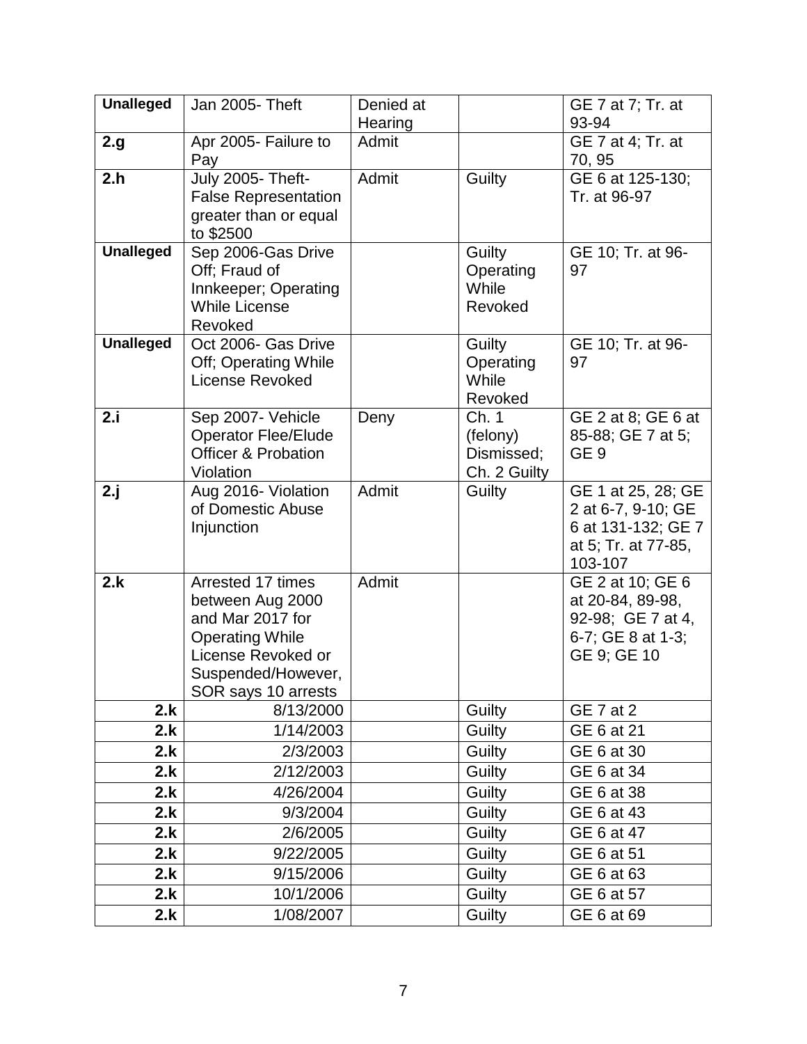| **Unalleged** | Jan 2005- Theft | Denied at Hearing | | GE 7 at 7; Tr. at 93-94 |
|---|---|---|---|---|
| **2.g** | Apr 2005- Failure to Pay | Admit | | GE 7 at 4; Tr. at 70, 95 |
| **2.h** | July 2005- Theft- False Representation greater than or equal to $2500 | Admit | Guilty | GE 6 at 125-130; Tr. at 96-97 |
| **Unalleged** | Sep 2006-Gas Drive Off; Fraud of Innkeeper; Operating While License Revoked | | Guilty Operating While Revoked | GE 10; Tr. at 96-97 |
| **Unalleged** | Oct 2006- Gas Drive Off; Operating While License Revoked | | Guilty Operating While Revoked | GE 10; Tr. at 96-97 |
| **2.i** | Sep 2007- Vehicle Operator Flee/Elude Officer & Probation Violation | Deny | Ch. 1 (felony) Dismissed; Ch. 2 Guilty | GE 2 at 8; GE 6 at 85-88; GE 7 at 5; GE 9 |
| **2.j** | Aug 2016- Violation of Domestic Abuse Injunction | Admit | Guilty | GE 1 at 25, 28; GE 2 at 6-7, 9-10; GE 6 at 131-132; GE 7 at 5; Tr. at 77-85, 103-107 |
| **2.k** | Arrested 17 times between Aug 2000 and Mar 2017 for Operating While License Revoked or Suspended/However, SOR says 10 arrests | Admit | | GE 2 at 10; GE 6 at 20-84, 89-98, 92-98; GE 7 at 4, 6-7; GE 8 at 1-3; GE 9; GE 10 |
| **2.k** | 8/13/2000 | | Guilty | GE 7 at 2 |
| **2.k** | 1/14/2003 | | Guilty | GE 6 at 21 |
| **2.k** | 2/3/2003 | | Guilty | GE 6 at 30 |
| **2.k** | 2/12/2003 | | Guilty | GE 6 at 34 |
| **2.k** | 4/26/2004 | | Guilty | GE 6 at 38 |
| **2.k** | 9/3/2004 | | Guilty | GE 6 at 43 |
| **2.k** | 2/6/2005 | | Guilty | GE 6 at 47 |
| **2.k** | 9/22/2005 | | Guilty | GE 6 at 51 |
| **2.k** | 9/15/2006 | | Guilty | GE 6 at 63 |
| **2.k** | 10/1/2006 | | Guilty | GE 6 at 57 |
| **2.k** | 1/08/2007 | | Guilty | GE 6 at 69 |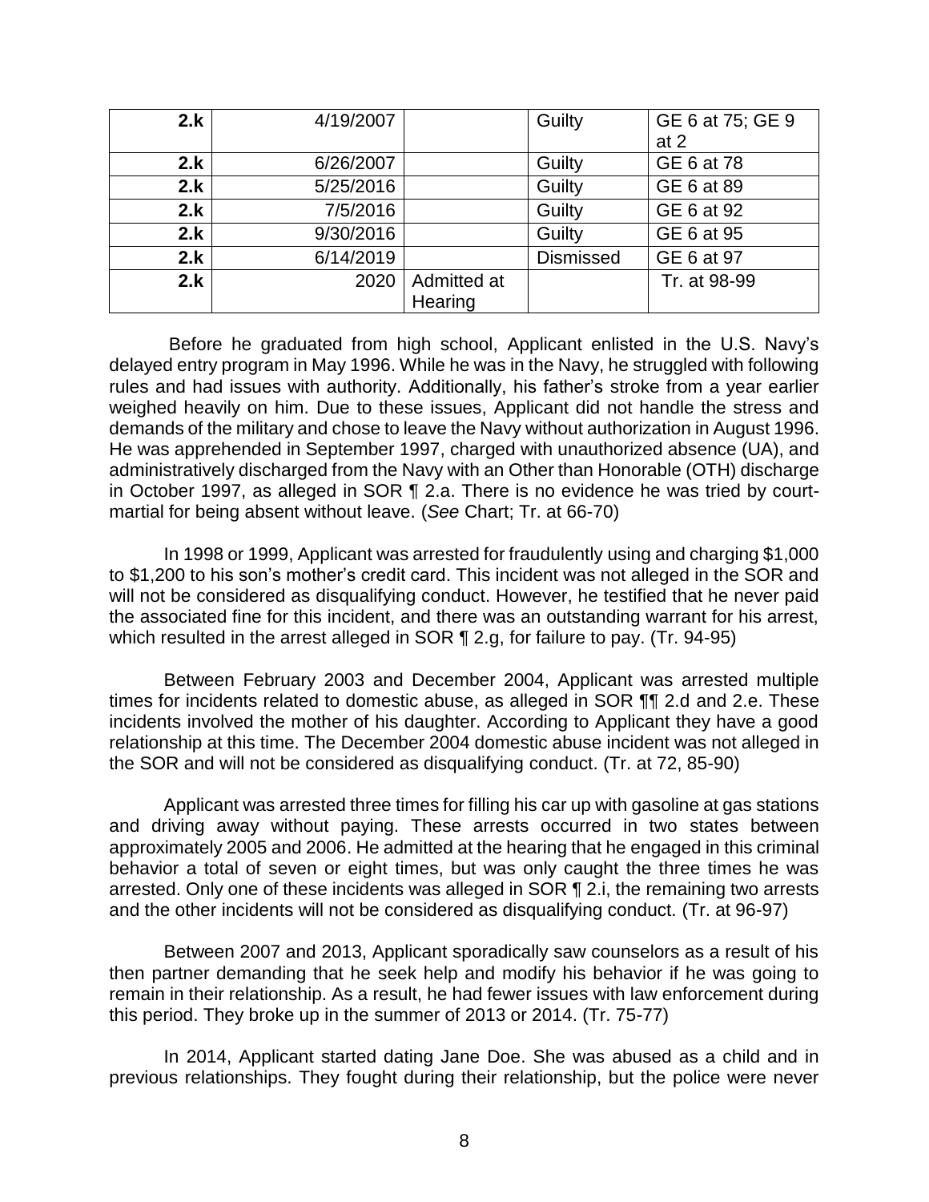| 2.k | 4/19/2007 | | Guilty | GE 6 at 75; GE 9 at 2 |
|---|---|---|---|---|
| 2.k | 6/26/2007 | | Guilty | GE 6 at 78 |
| 2.k | 5/25/2016 | | Guilty | GE 6 at 89 |
| 2.k | 7/5/2016 | | Guilty | GE 6 at 92 |
| 2.k | 9/30/2016 | | Guilty | GE 6 at 95 |
| 2.k | 6/14/2019 | | Dismissed | GE 6 at 97 |
| 2.k | 2020 | Admitted at Hearing | | Tr. at 98-99 |

Before he graduated from high school, Applicant enlisted in the U.S. Navy's delayed entry program in May 1996. While he was in the Navy, he struggled with following rules and had issues with authority. Additionally, his father's stroke from a year earlier weighed heavily on him. Due to these issues, Applicant did not handle the stress and demands of the military and chose to leave the Navy without authorization in August 1996. He was apprehended in September 1997, charged with unauthorized absence (UA), and administratively discharged from the Navy with an Other than Honorable (OTH) discharge in October 1997, as alleged in SOR ¶ 2.a. There is no evidence he was tried by court-martial for being absent without leave. (*See* Chart; Tr. at 66-70)

In 1998 or 1999, Applicant was arrested for fraudulently using and charging $1,000 to $1,200 to his son's mother's credit card. This incident was not alleged in the SOR and will not be considered as disqualifying conduct. However, he testified that he never paid the associated fine for this incident, and there was an outstanding warrant for his arrest, which resulted in the arrest alleged in SOR ¶ 2.g, for failure to pay. (Tr. 94-95)

Between February 2003 and December 2004, Applicant was arrested multiple times for incidents related to domestic abuse, as alleged in SOR ¶¶ 2.d and 2.e. These incidents involved the mother of his daughter. According to Applicant they have a good relationship at this time. The December 2004 domestic abuse incident was not alleged in the SOR and will not be considered as disqualifying conduct. (Tr. at 72, 85-90)

Applicant was arrested three times for filling his car up with gasoline at gas stations and driving away without paying. These arrests occurred in two states between approximately 2005 and 2006. He admitted at the hearing that he engaged in this criminal behavior a total of seven or eight times, but was only caught the three times he was arrested. Only one of these incidents was alleged in SOR ¶ 2.i, the remaining two arrests and the other incidents will not be considered as disqualifying conduct. (Tr. at 96-97)

Between 2007 and 2013, Applicant sporadically saw counselors as a result of his then partner demanding that he seek help and modify his behavior if he was going to remain in their relationship. As a result, he had fewer issues with law enforcement during this period. They broke up in the summer of 2013 or 2014. (Tr. 75-77)

In 2014, Applicant started dating Jane Doe. She was abused as a child and in previous relationships. They fought during their relationship, but the police were never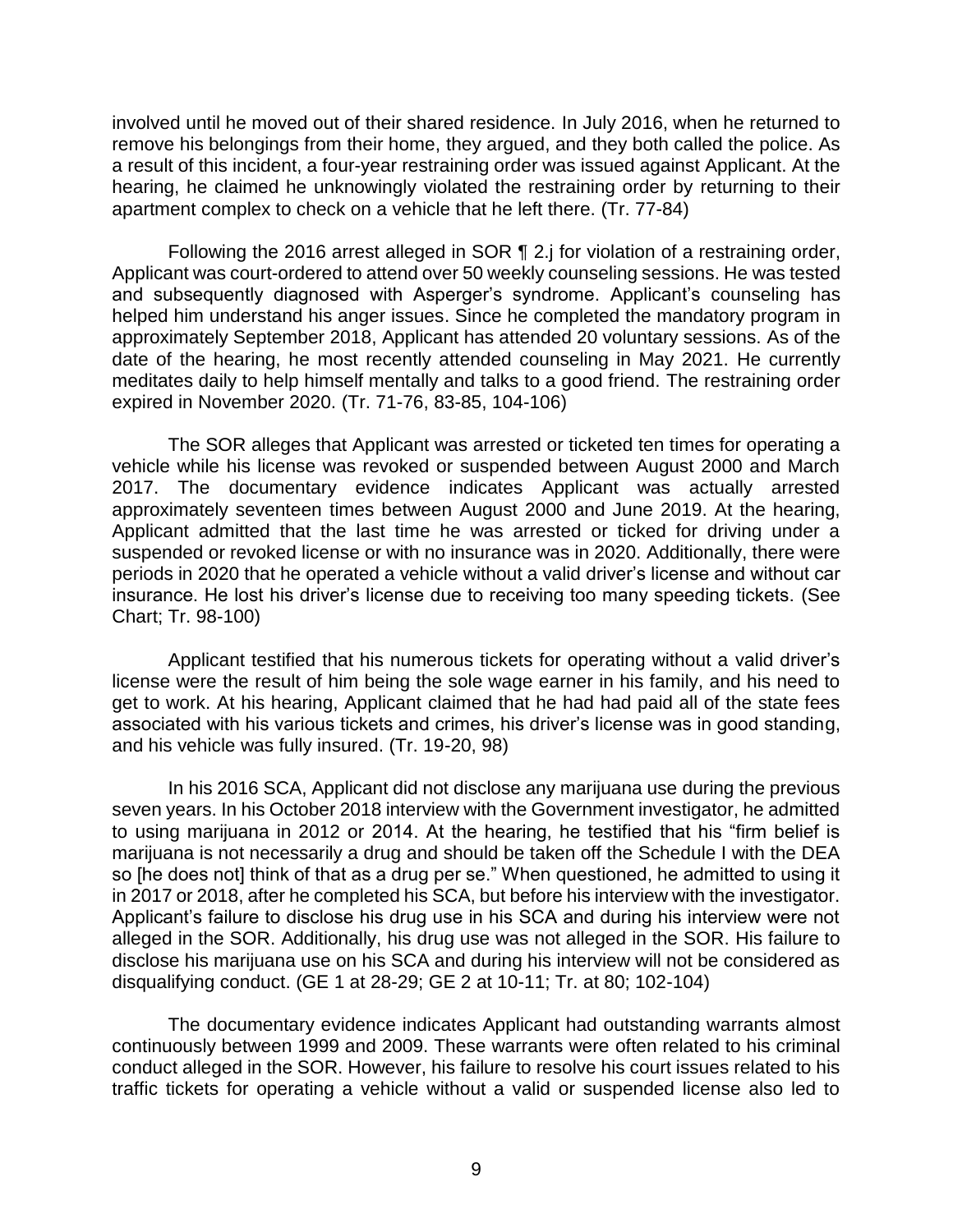involved until he moved out of their shared residence. In July 2016, when he returned to remove his belongings from their home, they argued, and they both called the police. As a result of this incident, a four-year restraining order was issued against Applicant. At the hearing, he claimed he unknowingly violated the restraining order by returning to their apartment complex to check on a vehicle that he left there. (Tr. 77-84)

Following the 2016 arrest alleged in SOR ¶ 2.j for violation of a restraining order, Applicant was court-ordered to attend over 50 weekly counseling sessions. He was tested and subsequently diagnosed with Asperger's syndrome. Applicant's counseling has helped him understand his anger issues. Since he completed the mandatory program in approximately September 2018, Applicant has attended 20 voluntary sessions. As of the date of the hearing, he most recently attended counseling in May 2021. He currently meditates daily to help himself mentally and talks to a good friend. The restraining order expired in November 2020. (Tr. 71-76, 83-85, 104-106)

The SOR alleges that Applicant was arrested or ticketed ten times for operating a vehicle while his license was revoked or suspended between August 2000 and March 2017. The documentary evidence indicates Applicant was actually arrested approximately seventeen times between August 2000 and June 2019. At the hearing, Applicant admitted that the last time he was arrested or ticked for driving under a suspended or revoked license or with no insurance was in 2020. Additionally, there were periods in 2020 that he operated a vehicle without a valid driver's license and without car insurance. He lost his driver's license due to receiving too many speeding tickets. (See Chart; Tr. 98-100)

Applicant testified that his numerous tickets for operating without a valid driver's license were the result of him being the sole wage earner in his family, and his need to get to work. At his hearing, Applicant claimed that he had had paid all of the state fees associated with his various tickets and crimes, his driver's license was in good standing, and his vehicle was fully insured. (Tr. 19-20, 98)

In his 2016 SCA, Applicant did not disclose any marijuana use during the previous seven years. In his October 2018 interview with the Government investigator, he admitted to using marijuana in 2012 or 2014. At the hearing, he testified that his "firm belief is marijuana is not necessarily a drug and should be taken off the Schedule I with the DEA so [he does not] think of that as a drug per se." When questioned, he admitted to using it in 2017 or 2018, after he completed his SCA, but before his interview with the investigator. Applicant's failure to disclose his drug use in his SCA and during his interview were not alleged in the SOR. Additionally, his drug use was not alleged in the SOR. His failure to disclose his marijuana use on his SCA and during his interview will not be considered as disqualifying conduct. (GE 1 at 28-29; GE 2 at 10-11; Tr. at 80; 102-104)

The documentary evidence indicates Applicant had outstanding warrants almost continuously between 1999 and 2009. These warrants were often related to his criminal conduct alleged in the SOR. However, his failure to resolve his court issues related to his traffic tickets for operating a vehicle without a valid or suspended license also led to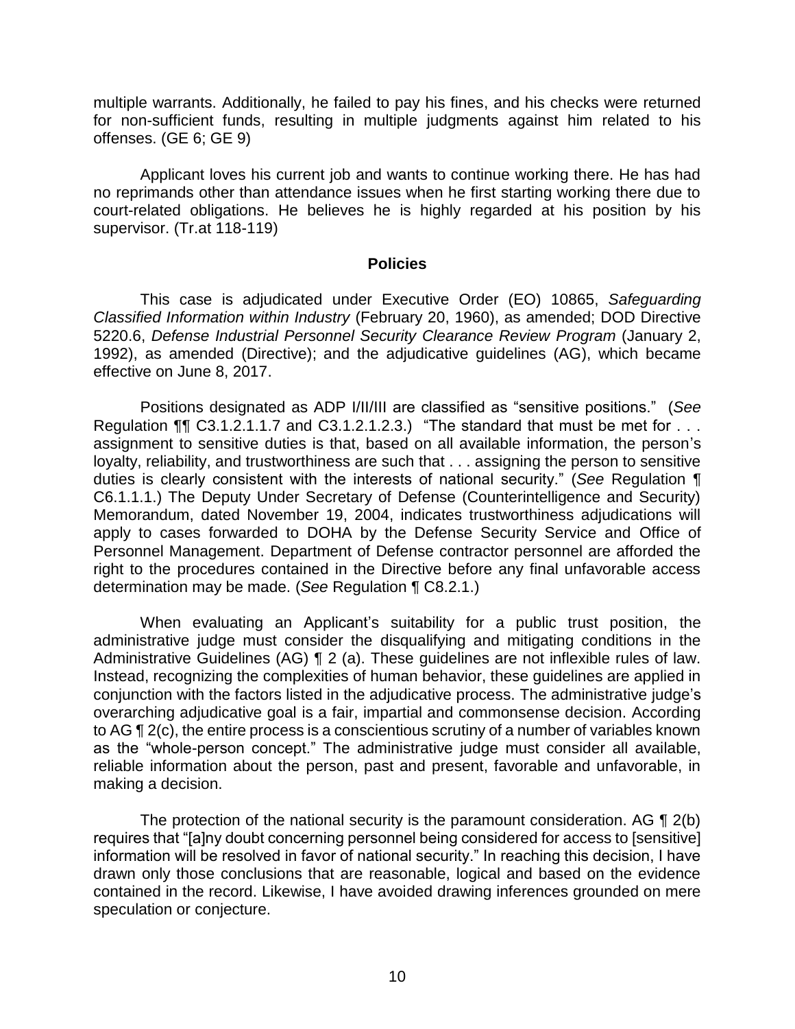multiple warrants. Additionally, he failed to pay his fines, and his checks were returned for non-sufficient funds, resulting in multiple judgments against him related to his offenses. (GE 6; GE 9)

Applicant loves his current job and wants to continue working there. He has had no reprimands other than attendance issues when he first starting working there due to court-related obligations. He believes he is highly regarded at his position by his supervisor. (Tr.at 118-119)

## Policies

This case is adjudicated under Executive Order (EO) 10865, *Safeguarding Classified Information within Industry* (February 20, 1960), as amended; DOD Directive 5220.6, *Defense Industrial Personnel Security Clearance Review Program* (January 2, 1992), as amended (Directive); and the adjudicative guidelines (AG), which became effective on June 8, 2017.

Positions designated as ADP I/II/III are classified as "sensitive positions." (*See* Regulation ¶¶ C3.1.2.1.1.7 and C3.1.2.1.2.3.) "The standard that must be met for . . . assignment to sensitive duties is that, based on all available information, the person's loyalty, reliability, and trustworthiness are such that . . . assigning the person to sensitive duties is clearly consistent with the interests of national security." (*See* Regulation ¶ C6.1.1.1.) The Deputy Under Secretary of Defense (Counterintelligence and Security) Memorandum, dated November 19, 2004, indicates trustworthiness adjudications will apply to cases forwarded to DOHA by the Defense Security Service and Office of Personnel Management. Department of Defense contractor personnel are afforded the right to the procedures contained in the Directive before any final unfavorable access determination may be made. (*See* Regulation ¶ C8.2.1.)

When evaluating an Applicant's suitability for a public trust position, the administrative judge must consider the disqualifying and mitigating conditions in the Administrative Guidelines (AG) ¶ 2 (a). These guidelines are not inflexible rules of law. Instead, recognizing the complexities of human behavior, these guidelines are applied in conjunction with the factors listed in the adjudicative process. The administrative judge's overarching adjudicative goal is a fair, impartial and commonsense decision. According to AG ¶ 2(c), the entire process is a conscientious scrutiny of a number of variables known as the "whole-person concept." The administrative judge must consider all available, reliable information about the person, past and present, favorable and unfavorable, in making a decision.

The protection of the national security is the paramount consideration. AG ¶ 2(b) requires that "[a]ny doubt concerning personnel being considered for access to [sensitive] information will be resolved in favor of national security." In reaching this decision, I have drawn only those conclusions that are reasonable, logical and based on the evidence contained in the record. Likewise, I have avoided drawing inferences grounded on mere speculation or conjecture.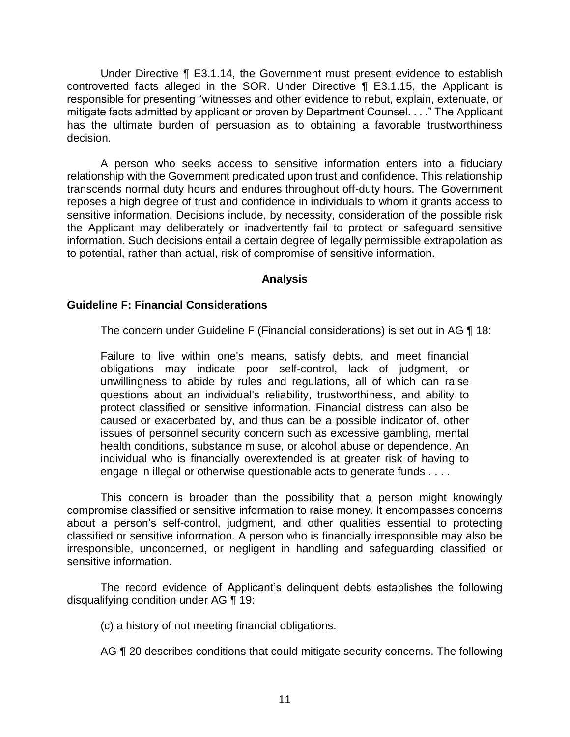Under Directive ¶ E3.1.14, the Government must present evidence to establish controverted facts alleged in the SOR. Under Directive ¶ E3.1.15, the Applicant is responsible for presenting "witnesses and other evidence to rebut, explain, extenuate, or mitigate facts admitted by applicant or proven by Department Counsel. . . ." The Applicant has the ultimate burden of persuasion as to obtaining a favorable trustworthiness decision.

A person who seeks access to sensitive information enters into a fiduciary relationship with the Government predicated upon trust and confidence. This relationship transcends normal duty hours and endures throughout off-duty hours. The Government reposes a high degree of trust and confidence in individuals to whom it grants access to sensitive information. Decisions include, by necessity, consideration of the possible risk the Applicant may deliberately or inadvertently fail to protect or safeguard sensitive information. Such decisions entail a certain degree of legally permissible extrapolation as to potential, rather than actual, risk of compromise of sensitive information.

## Analysis

### Guideline F: Financial Considerations

The concern under Guideline F (Financial considerations) is set out in AG ¶ 18:

> Failure to live within one's means, satisfy debts, and meet financial obligations may indicate poor self-control, lack of judgment, or unwillingness to abide by rules and regulations, all of which can raise questions about an individual's reliability, trustworthiness, and ability to protect classified or sensitive information. Financial distress can also be caused or exacerbated by, and thus can be a possible indicator of, other issues of personnel security concern such as excessive gambling, mental health conditions, substance misuse, or alcohol abuse or dependence. An individual who is financially overextended is at greater risk of having to engage in illegal or otherwise questionable acts to generate funds . . . .

This concern is broader than the possibility that a person might knowingly compromise classified or sensitive information to raise money. It encompasses concerns about a person's self-control, judgment, and other qualities essential to protecting classified or sensitive information. A person who is financially irresponsible may also be irresponsible, unconcerned, or negligent in handling and safeguarding classified or sensitive information.

The record evidence of Applicant's delinquent debts establishes the following disqualifying condition under AG ¶ 19:

(c) a history of not meeting financial obligations.

AG ¶ 20 describes conditions that could mitigate security concerns. The following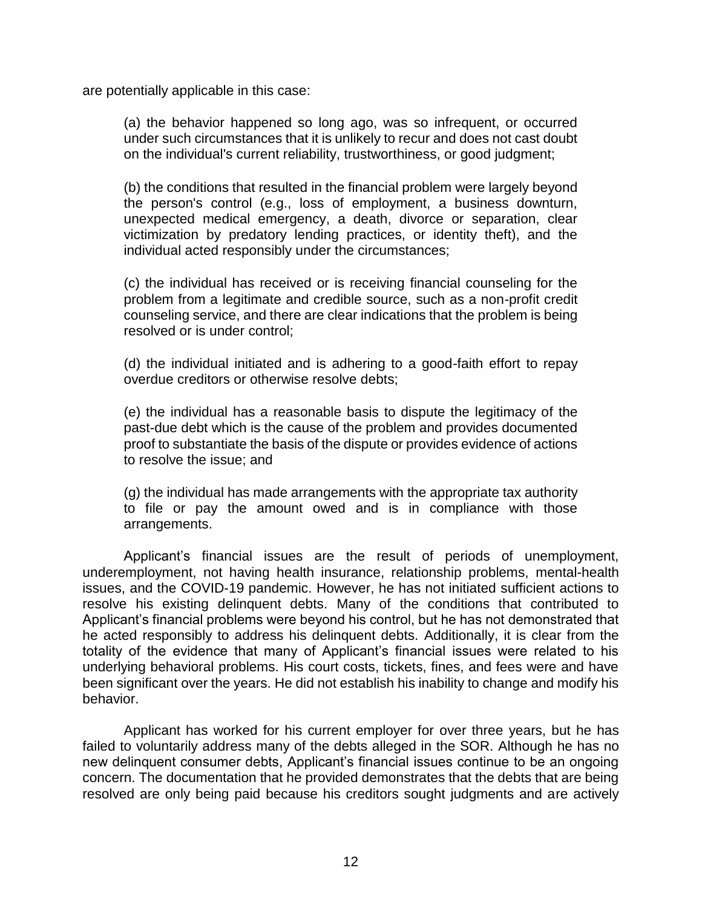are potentially applicable in this case:

> (a) the behavior happened so long ago, was so infrequent, or occurred under such circumstances that it is unlikely to recur and does not cast doubt on the individual's current reliability, trustworthiness, or good judgment;
>
> (b) the conditions that resulted in the financial problem were largely beyond the person's control (e.g., loss of employment, a business downturn, unexpected medical emergency, a death, divorce or separation, clear victimization by predatory lending practices, or identity theft), and the individual acted responsibly under the circumstances;
>
> (c) the individual has received or is receiving financial counseling for the problem from a legitimate and credible source, such as a non-profit credit counseling service, and there are clear indications that the problem is being resolved or is under control;
>
> (d) the individual initiated and is adhering to a good-faith effort to repay overdue creditors or otherwise resolve debts;
>
> (e) the individual has a reasonable basis to dispute the legitimacy of the past-due debt which is the cause of the problem and provides documented proof to substantiate the basis of the dispute or provides evidence of actions to resolve the issue; and
>
> (g) the individual has made arrangements with the appropriate tax authority to file or pay the amount owed and is in compliance with those arrangements.

Applicant's financial issues are the result of periods of unemployment, underemployment, not having health insurance, relationship problems, mental-health issues, and the COVID-19 pandemic. However, he has not initiated sufficient actions to resolve his existing delinquent debts. Many of the conditions that contributed to Applicant's financial problems were beyond his control, but he has not demonstrated that he acted responsibly to address his delinquent debts. Additionally, it is clear from the totality of the evidence that many of Applicant's financial issues were related to his underlying behavioral problems. His court costs, tickets, fines, and fees were and have been significant over the years. He did not establish his inability to change and modify his behavior.

Applicant has worked for his current employer for over three years, but he has failed to voluntarily address many of the debts alleged in the SOR. Although he has no new delinquent consumer debts, Applicant's financial issues continue to be an ongoing concern. The documentation that he provided demonstrates that the debts that are being resolved are only being paid because his creditors sought judgments and are actively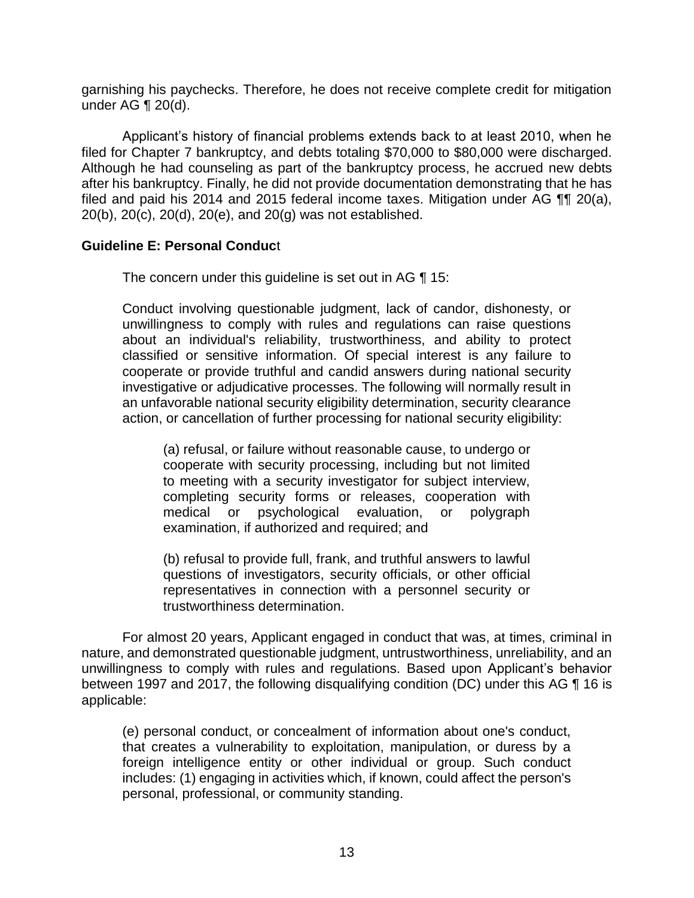garnishing his paychecks. Therefore, he does not receive complete credit for mitigation under AG ¶ 20(d).

Applicant's history of financial problems extends back to at least 2010, when he filed for Chapter 7 bankruptcy, and debts totaling $70,000 to $80,000 were discharged. Although he had counseling as part of the bankruptcy process, he accrued new debts after his bankruptcy. Finally, he did not provide documentation demonstrating that he has filed and paid his 2014 and 2015 federal income taxes. Mitigation under AG ¶¶ 20(a), 20(b), 20(c), 20(d), 20(e), and 20(g) was not established.

**Guideline E: Personal Conduct**

The concern under this guideline is set out in AG ¶ 15:

> Conduct involving questionable judgment, lack of candor, dishonesty, or unwillingness to comply with rules and regulations can raise questions about an individual's reliability, trustworthiness, and ability to protect classified or sensitive information. Of special interest is any failure to cooperate or provide truthful and candid answers during national security investigative or adjudicative processes. The following will normally result in an unfavorable national security eligibility determination, security clearance action, or cancellation of further processing for national security eligibility:
>
> > (a) refusal, or failure without reasonable cause, to undergo or cooperate with security processing, including but not limited to meeting with a security investigator for subject interview, completing security forms or releases, cooperation with medical or psychological evaluation, or polygraph examination, if authorized and required; and
> >
> > (b) refusal to provide full, frank, and truthful answers to lawful questions of investigators, security officials, or other official representatives in connection with a personnel security or trustworthiness determination.

For almost 20 years, Applicant engaged in conduct that was, at times, criminal in nature, and demonstrated questionable judgment, untrustworthiness, unreliability, and an unwillingness to comply with rules and regulations. Based upon Applicant's behavior between 1997 and 2017, the following disqualifying condition (DC) under this AG ¶ 16 is applicable:

> (e) personal conduct, or concealment of information about one's conduct, that creates a vulnerability to exploitation, manipulation, or duress by a foreign intelligence entity or other individual or group. Such conduct includes: (1) engaging in activities which, if known, could affect the person's personal, professional, or community standing.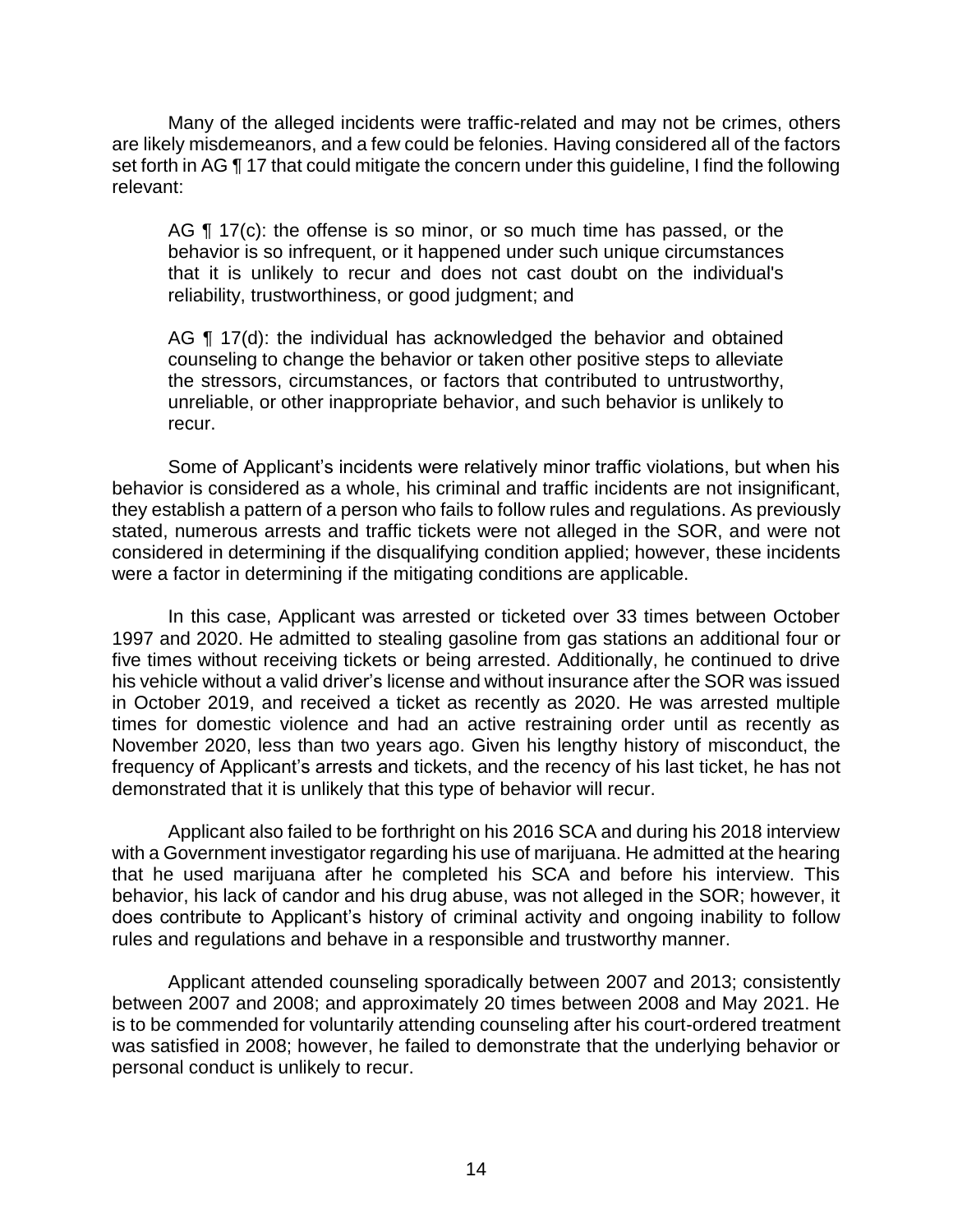Many of the alleged incidents were traffic-related and may not be crimes, others are likely misdemeanors, and a few could be felonies. Having considered all of the factors set forth in AG ¶ 17 that could mitigate the concern under this guideline, I find the following relevant:

> AG ¶ 17(c): the offense is so minor, or so much time has passed, or the behavior is so infrequent, or it happened under such unique circumstances that it is unlikely to recur and does not cast doubt on the individual's reliability, trustworthiness, or good judgment; and
>
> AG ¶ 17(d): the individual has acknowledged the behavior and obtained counseling to change the behavior or taken other positive steps to alleviate the stressors, circumstances, or factors that contributed to untrustworthy, unreliable, or other inappropriate behavior, and such behavior is unlikely to recur.

Some of Applicant's incidents were relatively minor traffic violations, but when his behavior is considered as a whole, his criminal and traffic incidents are not insignificant, they establish a pattern of a person who fails to follow rules and regulations. As previously stated, numerous arrests and traffic tickets were not alleged in the SOR, and were not considered in determining if the disqualifying condition applied; however, these incidents were a factor in determining if the mitigating conditions are applicable.

In this case, Applicant was arrested or ticketed over 33 times between October 1997 and 2020. He admitted to stealing gasoline from gas stations an additional four or five times without receiving tickets or being arrested. Additionally, he continued to drive his vehicle without a valid driver's license and without insurance after the SOR was issued in October 2019, and received a ticket as recently as 2020. He was arrested multiple times for domestic violence and had an active restraining order until as recently as November 2020, less than two years ago. Given his lengthy history of misconduct, the frequency of Applicant's arrests and tickets, and the recency of his last ticket, he has not demonstrated that it is unlikely that this type of behavior will recur.

Applicant also failed to be forthright on his 2016 SCA and during his 2018 interview with a Government investigator regarding his use of marijuana. He admitted at the hearing that he used marijuana after he completed his SCA and before his interview. This behavior, his lack of candor and his drug abuse, was not alleged in the SOR; however, it does contribute to Applicant's history of criminal activity and ongoing inability to follow rules and regulations and behave in a responsible and trustworthy manner.

Applicant attended counseling sporadically between 2007 and 2013; consistently between 2007 and 2008; and approximately 20 times between 2008 and May 2021. He is to be commended for voluntarily attending counseling after his court-ordered treatment was satisfied in 2008; however, he failed to demonstrate that the underlying behavior or personal conduct is unlikely to recur.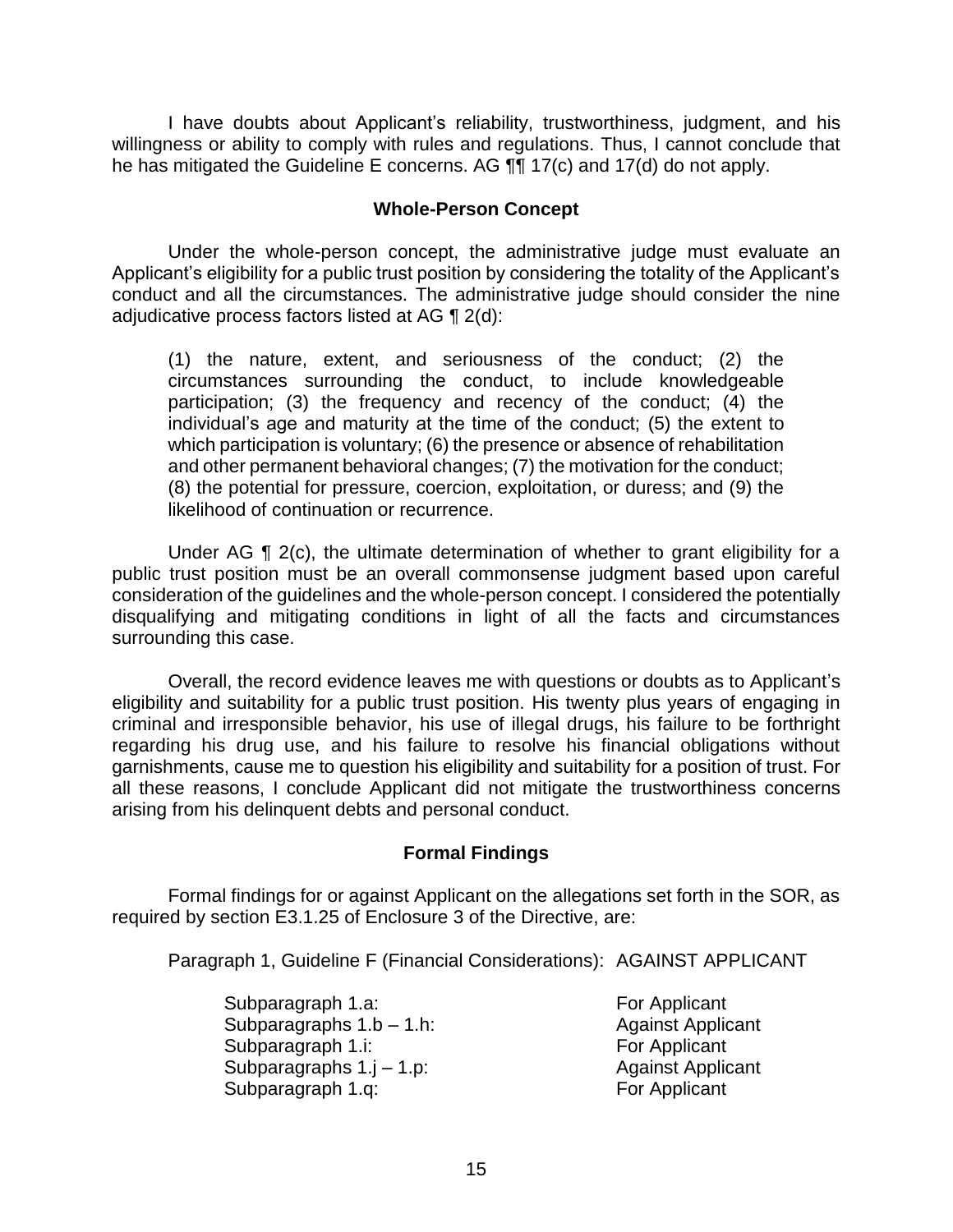I have doubts about Applicant's reliability, trustworthiness, judgment, and his willingness or ability to comply with rules and regulations. Thus, I cannot conclude that he has mitigated the Guideline E concerns. AG ¶¶ 17(c) and 17(d) do not apply.

## Whole-Person Concept

Under the whole-person concept, the administrative judge must evaluate an Applicant's eligibility for a public trust position by considering the totality of the Applicant's conduct and all the circumstances. The administrative judge should consider the nine adjudicative process factors listed at AG ¶ 2(d):

> (1) the nature, extent, and seriousness of the conduct; (2) the circumstances surrounding the conduct, to include knowledgeable participation; (3) the frequency and recency of the conduct; (4) the individual's age and maturity at the time of the conduct; (5) the extent to which participation is voluntary; (6) the presence or absence of rehabilitation and other permanent behavioral changes; (7) the motivation for the conduct; (8) the potential for pressure, coercion, exploitation, or duress; and (9) the likelihood of continuation or recurrence.

Under AG ¶ 2(c), the ultimate determination of whether to grant eligibility for a public trust position must be an overall commonsense judgment based upon careful consideration of the guidelines and the whole-person concept. I considered the potentially disqualifying and mitigating conditions in light of all the facts and circumstances surrounding this case.

Overall, the record evidence leaves me with questions or doubts as to Applicant's eligibility and suitability for a public trust position. His twenty plus years of engaging in criminal and irresponsible behavior, his use of illegal drugs, his failure to be forthright regarding his drug use, and his failure to resolve his financial obligations without garnishments, cause me to question his eligibility and suitability for a position of trust. For all these reasons, I conclude Applicant did not mitigate the trustworthiness concerns arising from his delinquent debts and personal conduct.

## Formal Findings

Formal findings for or against Applicant on the allegations set forth in the SOR, as required by section E3.1.25 of Enclosure 3 of the Directive, are:

Paragraph 1, Guideline F (Financial Considerations): AGAINST APPLICANT

| | |
|---|---|
| Subparagraph 1.a: | For Applicant |
| Subparagraphs 1.b – 1.h: | Against Applicant |
| Subparagraph 1.i: | For Applicant |
| Subparagraphs 1.j – 1.p: | Against Applicant |
| Subparagraph 1.q: | For Applicant |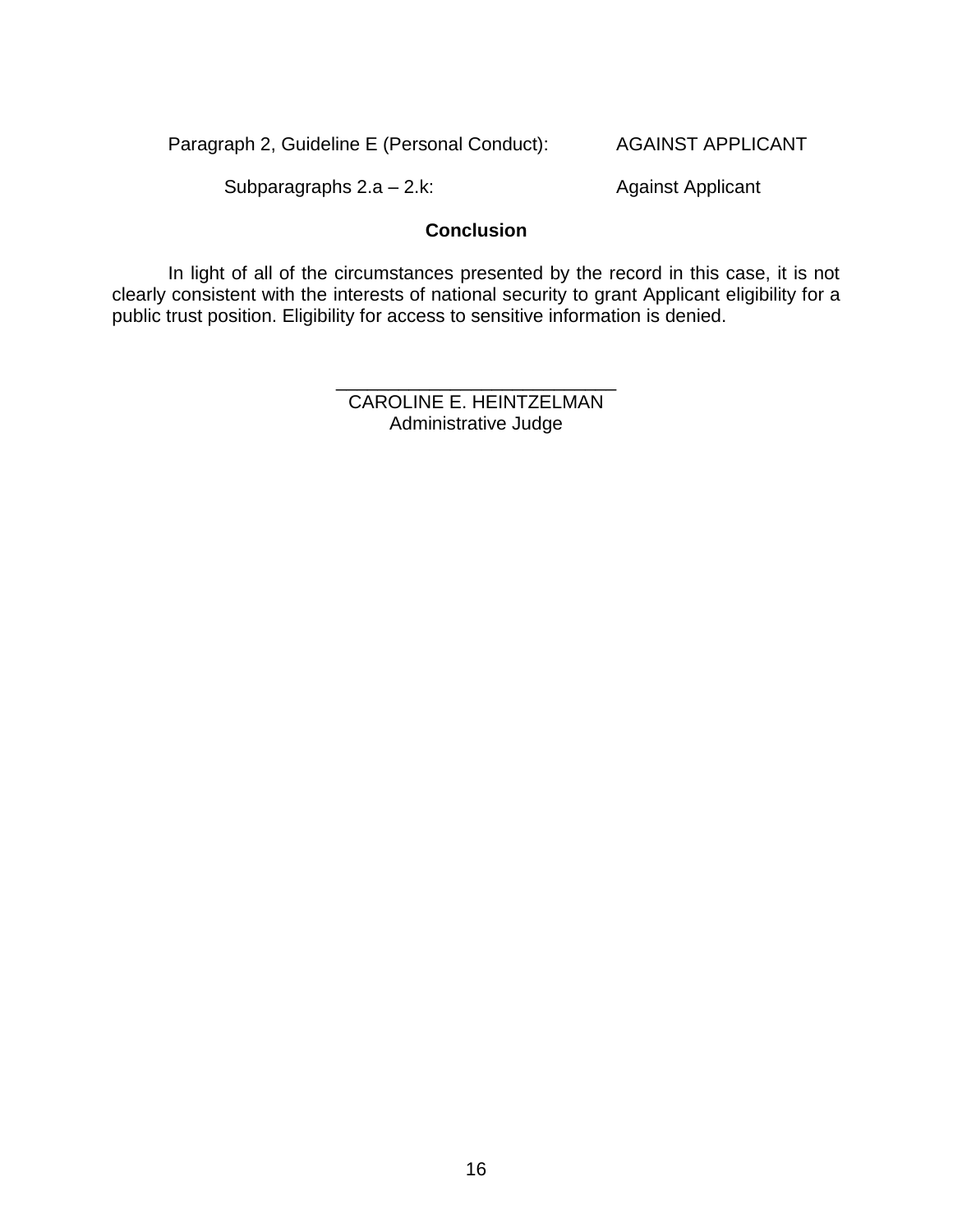Paragraph 2, Guideline E (Personal Conduct): AGAINST APPLICANT

Subparagraphs 2.a – 2.k: Against Applicant

## Conclusion

In light of all of the circumstances presented by the record in this case, it is not clearly consistent with the interests of national security to grant Applicant eligibility for a public trust position. Eligibility for access to sensitive information is denied.

\_\_\_\_\_\_\_\_\_\_\_\_\_\_\_\_\_\_\_\_\_\_\_\_\_\_

CAROLINE E. HEINTZELMAN
Administrative Judge